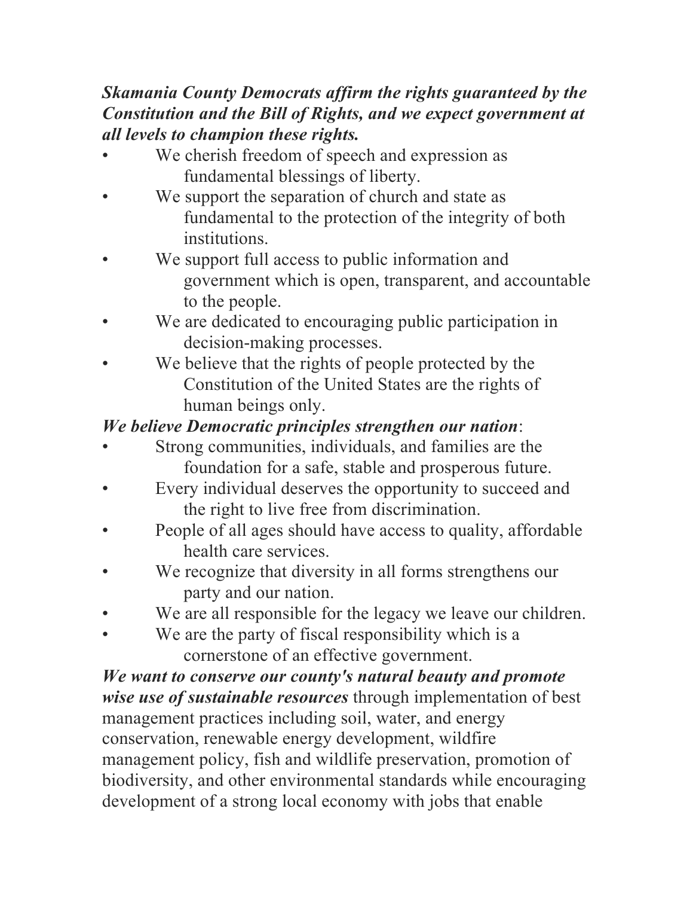***Skamania County Democrats affirm the rights guaranteed by the Constitution and the Bill of Rights, and we expect government at all levels to champion these rights.***

- We cherish freedom of speech and expression as fundamental blessings of liberty.
- We support the separation of church and state as fundamental to the protection of the integrity of both institutions.
- We support full access to public information and government which is open, transparent, and accountable to the people.
- We are dedicated to encouraging public participation in decision-making processes.
- We believe that the rights of people protected by the Constitution of the United States are the rights of human beings only.

***We believe Democratic principles strengthen our nation***:

- Strong communities, individuals, and families are the foundation for a safe, stable and prosperous future.
- Every individual deserves the opportunity to succeed and the right to live free from discrimination.
- People of all ages should have access to quality, affordable health care services.
- We recognize that diversity in all forms strengthens our party and our nation.
- We are all responsible for the legacy we leave our children.
- We are the party of fiscal responsibility which is a cornerstone of an effective government.

***We want to conserve our county's natural beauty and promote wise use of sustainable resources*** through implementation of best management practices including soil, water, and energy conservation, renewable energy development, wildfire management policy, fish and wildlife preservation, promotion of biodiversity, and other environmental standards while encouraging development of a strong local economy with jobs that enable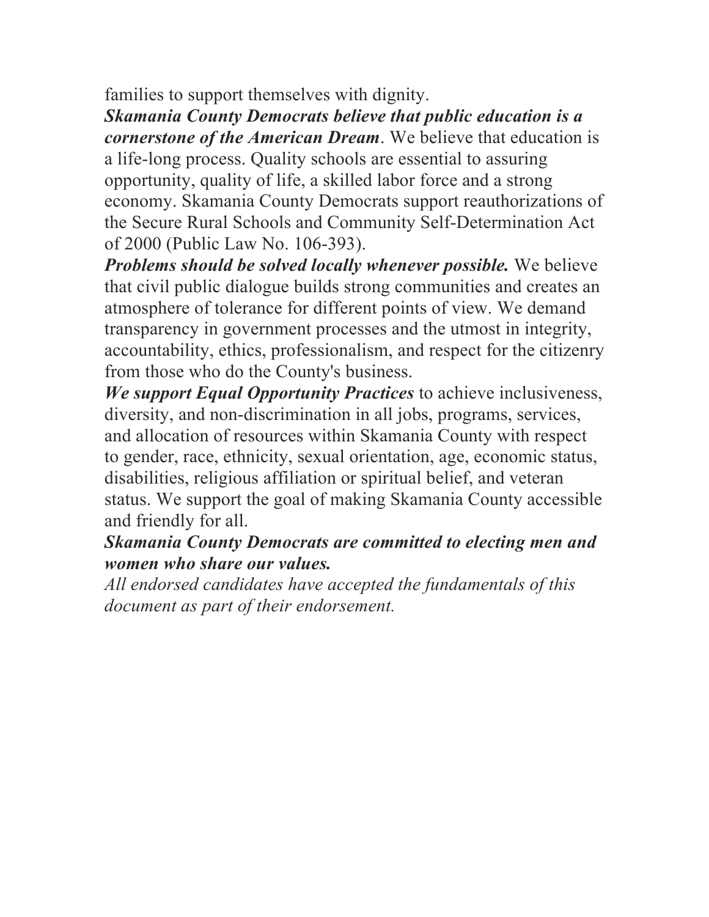families to support themselves with dignity.

***Skamania County Democrats believe that public education is a cornerstone of the American Dream***. We believe that education is a life-long process. Quality schools are essential to assuring opportunity, quality of life, a skilled labor force and a strong economy. Skamania County Democrats support reauthorizations of the Secure Rural Schools and Community Self-Determination Act of 2000 (Public Law No. 106-393).

***Problems should be solved locally whenever possible.*** We believe that civil public dialogue builds strong communities and creates an atmosphere of tolerance for different points of view. We demand transparency in government processes and the utmost in integrity, accountability, ethics, professionalism, and respect for the citizenry from those who do the County's business.

***We support Equal Opportunity Practices*** to achieve inclusiveness, diversity, and non-discrimination in all jobs, programs, services, and allocation of resources within Skamania County with respect to gender, race, ethnicity, sexual orientation, age, economic status, disabilities, religious affiliation or spiritual belief, and veteran status. We support the goal of making Skamania County accessible and friendly for all.

***Skamania County Democrats are committed to electing men and women who share our values.***

*All endorsed candidates have accepted the fundamentals of this document as part of their endorsement.*